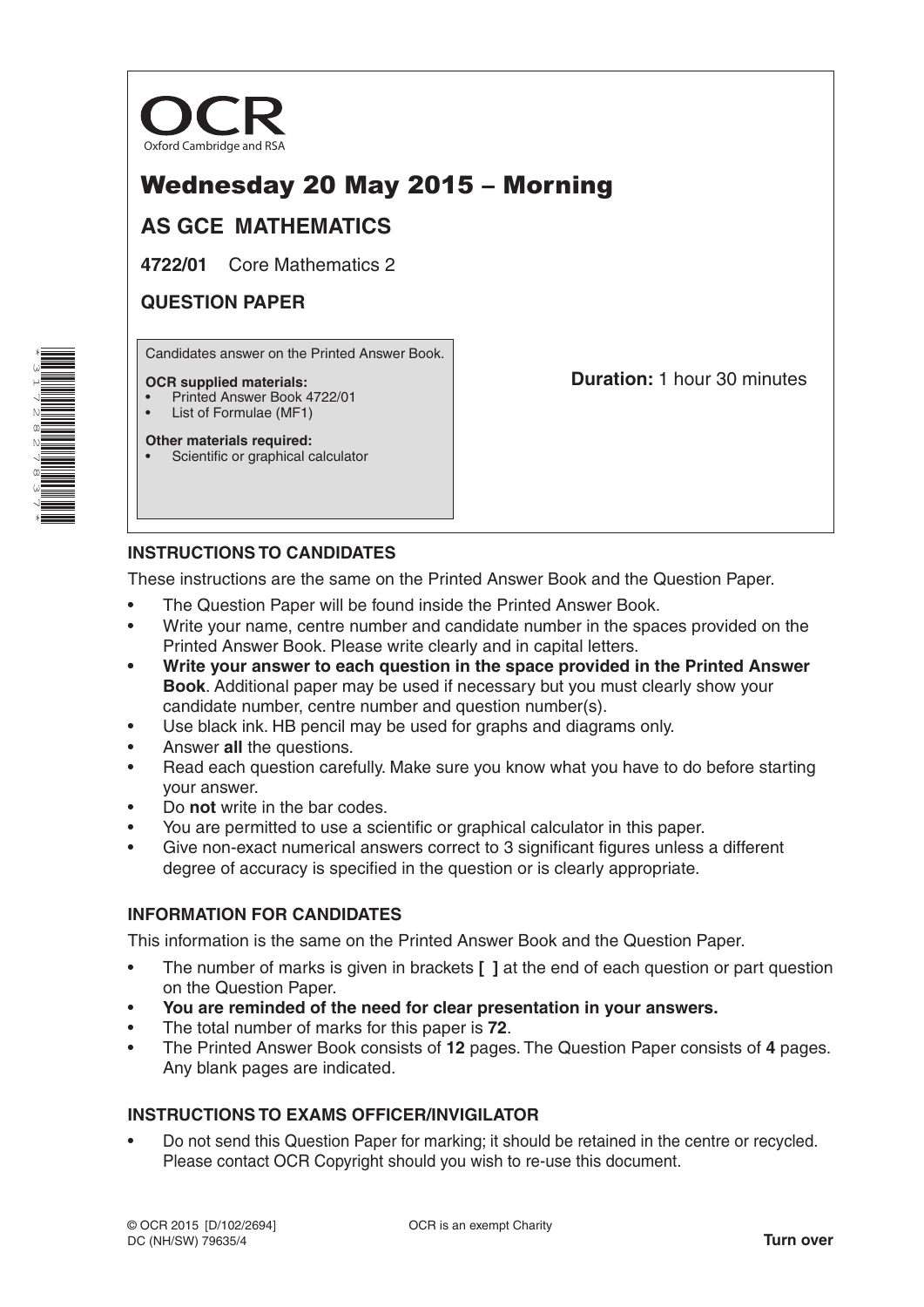OCR
Oxford Cambridge and RSA

# Wednesday 20 May 2015 – Morning

## AS GCE MATHEMATICS

**4722/01** Core Mathematics 2

## QUESTION PAPER

Candidates answer on the Printed Answer Book.

**OCR supplied materials:**
- Printed Answer Book 4722/01
- List of Formulae (MF1)

**Other materials required:**
- Scientific or graphical calculator

**Duration:** 1 hour 30 minutes

### INSTRUCTIONS TO CANDIDATES

These instructions are the same on the Printed Answer Book and the Question Paper.

- The Question Paper will be found inside the Printed Answer Book.
- Write your name, centre number and candidate number in the spaces provided on the Printed Answer Book. Please write clearly and in capital letters.
- **Write your answer to each question in the space provided in the Printed Answer Book**. Additional paper may be used if necessary but you must clearly show your candidate number, centre number and question number(s).
- Use black ink. HB pencil may be used for graphs and diagrams only.
- Answer **all** the questions.
- Read each question carefully. Make sure you know what you have to do before starting your answer.
- Do **not** write in the bar codes.
- You are permitted to use a scientific or graphical calculator in this paper.
- Give non-exact numerical answers correct to 3 significant figures unless a different degree of accuracy is specified in the question or is clearly appropriate.

### INFORMATION FOR CANDIDATES

This information is the same on the Printed Answer Book and the Question Paper.

- The number of marks is given in brackets **[ ]** at the end of each question or part question on the Question Paper.
- **You are reminded of the need for clear presentation in your answers.**
- The total number of marks for this paper is **72**.
- The Printed Answer Book consists of **12** pages. The Question Paper consists of **4** pages. Any blank pages are indicated.

### INSTRUCTIONS TO EXAMS OFFICER/INVIGILATOR

- Do not send this Question Paper for marking; it should be retained in the centre or recycled. Please contact OCR Copyright should you wish to re-use this document.

© OCR 2015 [D/102/2694]
DC (NH/SW) 79635/4

OCR is an exempt Charity

**Turn over**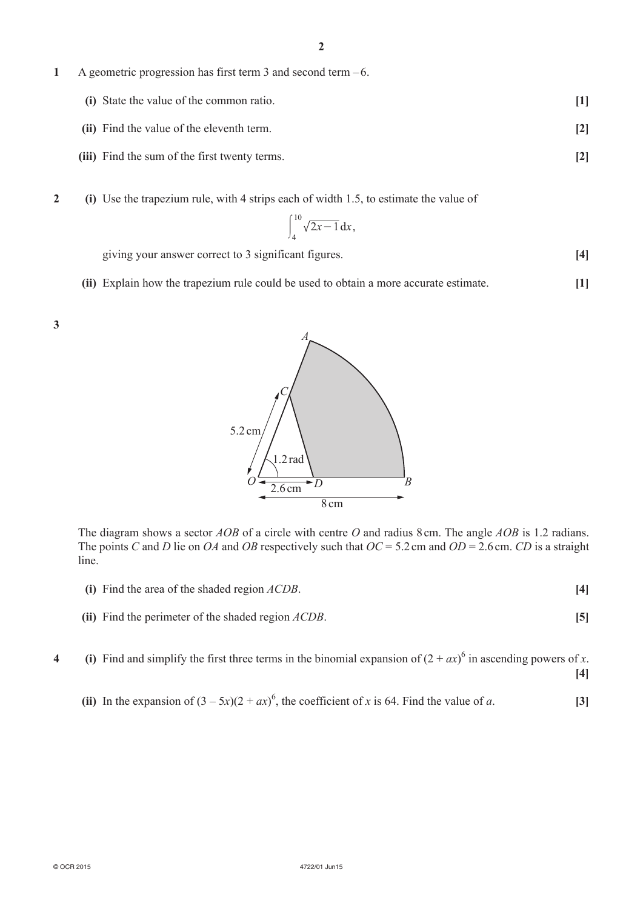**1** A geometric progression has first term 3 and second term –6.

**(i)** State the value of the common ratio. **[1]**

**(ii)** Find the value of the eleventh term. **[2]**

**(iii)** Find the sum of the first twenty terms. **[2]**

**2** **(i)** Use the trapezium rule, with 4 strips each of width 1.5, to estimate the value of

$$\int_4^{10} \sqrt{2x-1}\,dx,$$

giving your answer correct to 3 significant figures. **[4]**

**(ii)** Explain how the trapezium rule could be used to obtain a more accurate estimate. **[1]**

**3**

The diagram shows a sector $AOB$ of a circle with centre $O$ and radius 8 cm. The angle $AOB$ is 1.2 radians. The points $C$ and $D$ lie on $OA$ and $OB$ respectively such that $OC = 5.2$ cm and $OD = 2.6$ cm. $CD$ is a straight line.

**(i)** Find the area of the shaded region $ACDB$. **[4]**

**(ii)** Find the perimeter of the shaded region $ACDB$. **[5]**

**4** **(i)** Find and simplify the first three terms in the binomial expansion of $(2 + ax)^6$ in ascending powers of $x$. **[4]**

**(ii)** In the expansion of $(3 - 5x)(2 + ax)^6$, the coefficient of $x$ is 64. Find the value of $a$. **[3]**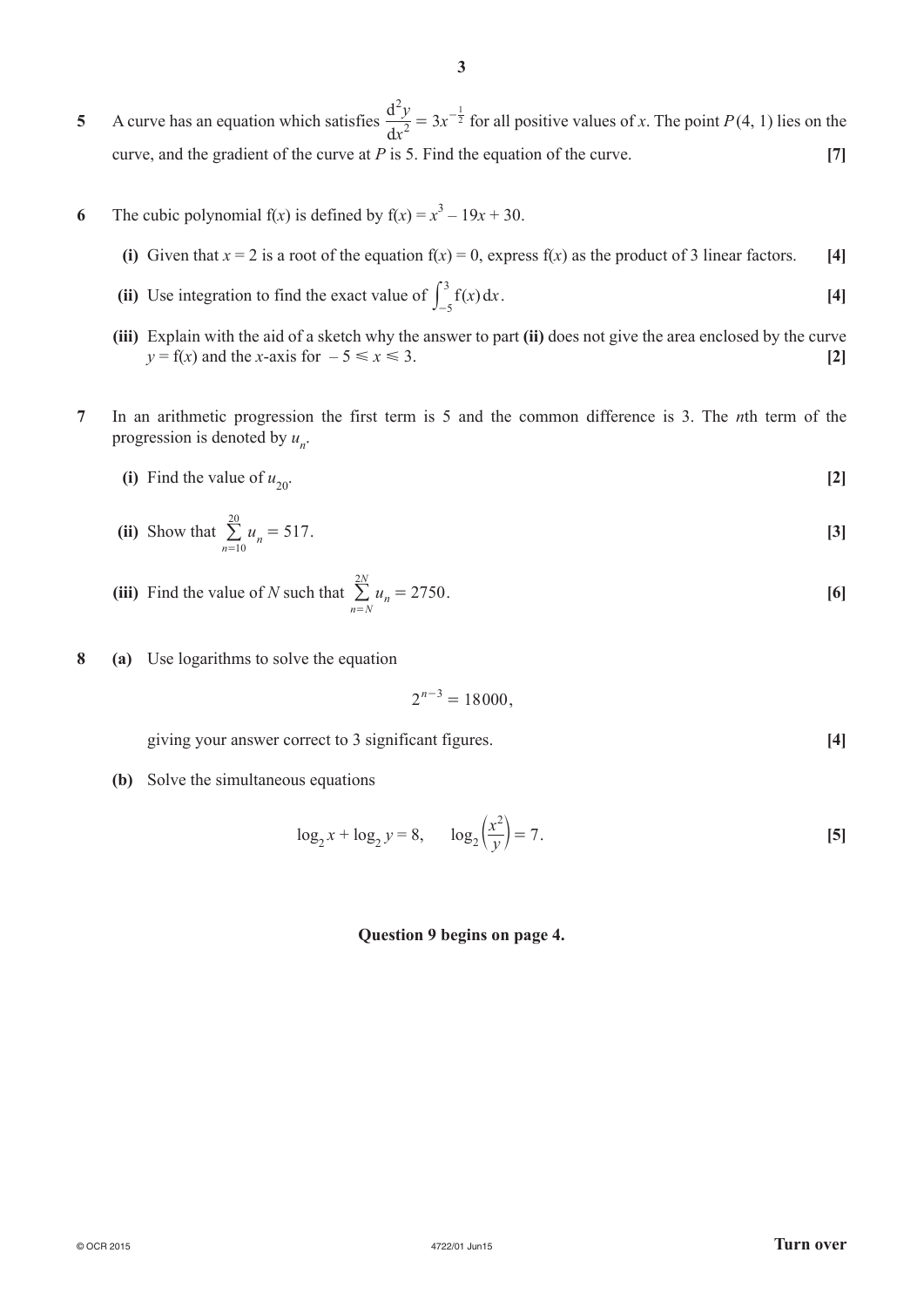**5** A curve has an equation which satisfies $\frac{d^2y}{dx^2} = 3x^{-\frac{1}{2}}$ for all positive values of $x$. The point $P(4, 1)$ lies on the curve, and the gradient of the curve at $P$ is 5. Find the equation of the curve. **[7]**

**6** The cubic polynomial $f(x)$ is defined by $f(x) = x^3 - 19x + 30$.

**(i)** Given that $x = 2$ is a root of the equation $f(x) = 0$, express $f(x)$ as the product of 3 linear factors. **[4]**

**(ii)** Use integration to find the exact value of $\int_{-5}^{3} f(x)\,dx$. **[4]**

**(iii)** Explain with the aid of a sketch why the answer to part **(ii)** does not give the area enclosed by the curve $y = f(x)$ and the $x$-axis for $-5 \leqslant x \leqslant 3$. **[2]**

**7** In an arithmetic progression the first term is 5 and the common difference is 3. The $n$th term of the progression is denoted by $u_n$.

**(i)** Find the value of $u_{20}$. **[2]**

**(ii)** Show that $\sum_{n=10}^{20} u_n = 517$. **[3]**

**(iii)** Find the value of $N$ such that $\sum_{n=N}^{2N} u_n = 2750$. **[6]**

**8** **(a)** Use logarithms to solve the equation

$$2^{n-3} = 18000,$$

giving your answer correct to 3 significant figures. **[4]**

**(b)** Solve the simultaneous equations

$$\log_2 x + \log_2 y = 8, \qquad \log_2\left(\frac{x^2}{y}\right) = 7.$$ **[5]**

**Question 9 begins on page 4.**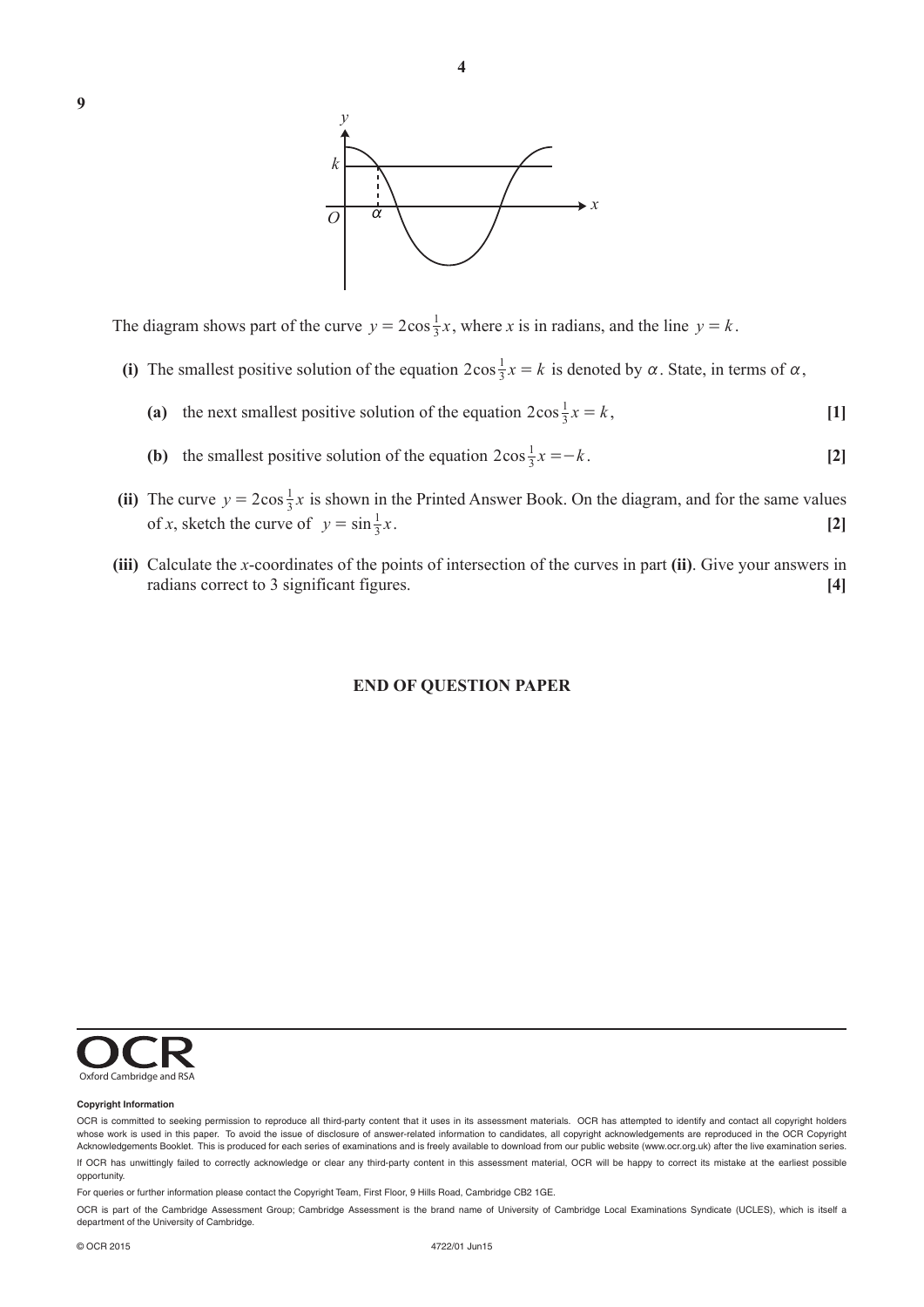**9**

y

k

O

α

x

The diagram shows part of the curve $y = 2\cos\frac{1}{3}x$, where $x$ is in radians, and the line $y = k$.

**(i)** The smallest positive solution of the equation $2\cos\frac{1}{3}x = k$ is denoted by $\alpha$. State, in terms of $\alpha$,

**(a)** the next smallest positive solution of the equation $2\cos\frac{1}{3}x = k$, **[1]**

**(b)** the smallest positive solution of the equation $2\cos\frac{1}{3}x = -k$. **[2]**

**(ii)** The curve $y = 2\cos\frac{1}{3}x$ is shown in the Printed Answer Book. On the diagram, and for the same values of $x$, sketch the curve of $y = \sin\frac{1}{3}x$. **[2]**

**(iii)** Calculate the $x$-coordinates of the points of intersection of the curves in part **(ii)**. Give your answers in radians correct to 3 significant figures. **[4]**

**END OF QUESTION PAPER**

**Copyright Information**

OCR is committed to seeking permission to reproduce all third-party content that it uses in its assessment materials. OCR has attempted to identify and contact all copyright holders whose work is used in this paper. To avoid the issue of disclosure of answer-related information to candidates, all copyright acknowledgements are reproduced in the OCR Copyright Acknowledgements Booklet. This is produced for each series of examinations and is freely available to download from our public website (www.ocr.org.uk) after the live examination series.

If OCR has unwittingly failed to correctly acknowledge or clear any third-party content in this assessment material, OCR will be happy to correct its mistake at the earliest possible opportunity.

For queries or further information please contact the Copyright Team, First Floor, 9 Hills Road, Cambridge CB2 1GE.

OCR is part of the Cambridge Assessment Group; Cambridge Assessment is the brand name of University of Cambridge Local Examinations Syndicate (UCLES), which is itself a department of the University of Cambridge.

© OCR 2015 4722/01 Jun15